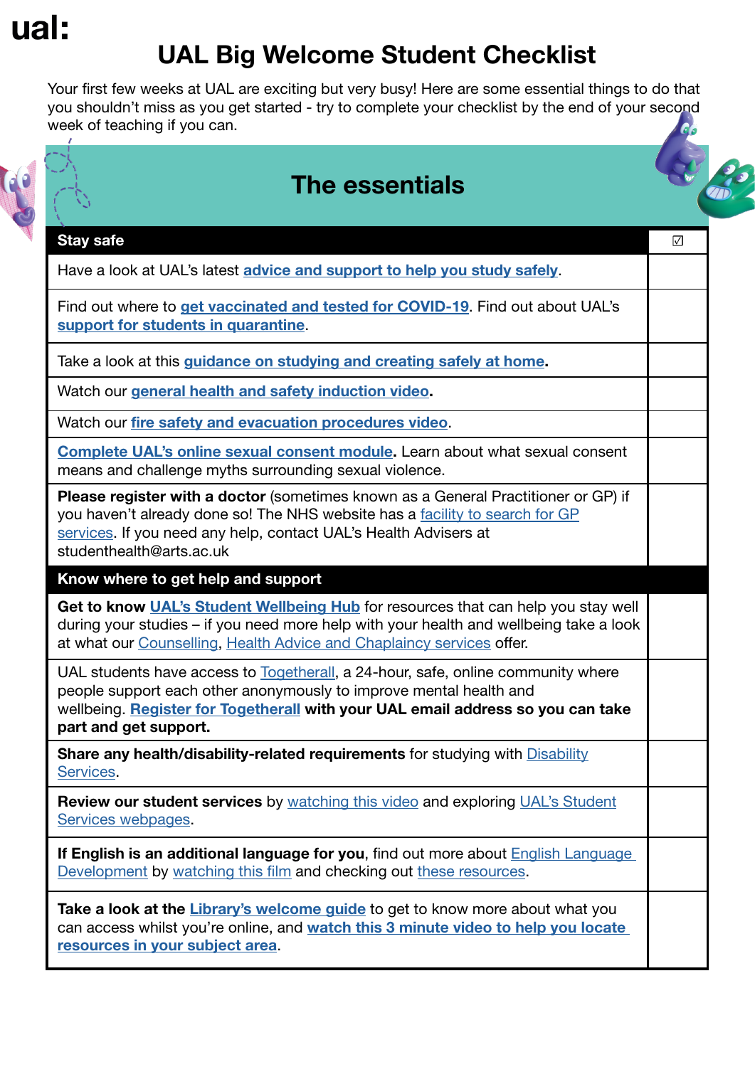ual:

# UAL Big Welcome Student Checklist

Your first few weeks at UAL are exciting but very busy! Here are some essential things to do that you shouldn't miss as you get started - try to complete your checklist by the end of your second week of teaching if you can.

## The essentials

| **Stay safe** | ☑ |
|---|---|
| Have a look at UAL's latest **advice and support to help you study safely**. | |
| Find out where to **get vaccinated and tested for COVID-19**. Find out about UAL's **support for students in quarantine**. | |
| Take a look at this **guidance on studying and creating safely at home**. | |
| Watch our **general health and safety induction video**. | |
| Watch our **fire safety and evacuation procedures video**. | |
| **Complete UAL's online sexual consent module**. Learn about what sexual consent means and challenge myths surrounding sexual violence. | |
| **Please register with a doctor** (sometimes known as a General Practitioner or GP) if you haven't already done so! The NHS website has a facility to search for GP services. If you need any help, contact UAL's Health Advisers at studenthealth@arts.ac.uk | |
| **Know where to get help and support** | |
| **Get to know UAL's Student Wellbeing Hub** for resources that can help you stay well during your studies – if you need more help with your health and wellbeing take a look at what our Counselling, Health Advice and Chaplaincy services offer. | |
| UAL students have access to Togetherall, a 24-hour, safe, online community where people support each other anonymously to improve mental health and wellbeing. **Register for Togetherall with your UAL email address so you can take part and get support.** | |
| **Share any health/disability-related requirements** for studying with Disability Services. | |
| **Review our student services** by watching this video and exploring UAL's Student Services webpages. | |
| **If English is an additional language for you**, find out more about English Language Development by watching this film and checking out these resources. | |
| **Take a look at the Library's welcome guide** to get to know more about what you can access whilst you're online, and **watch this 3 minute video to help you locate resources in your subject area**. | |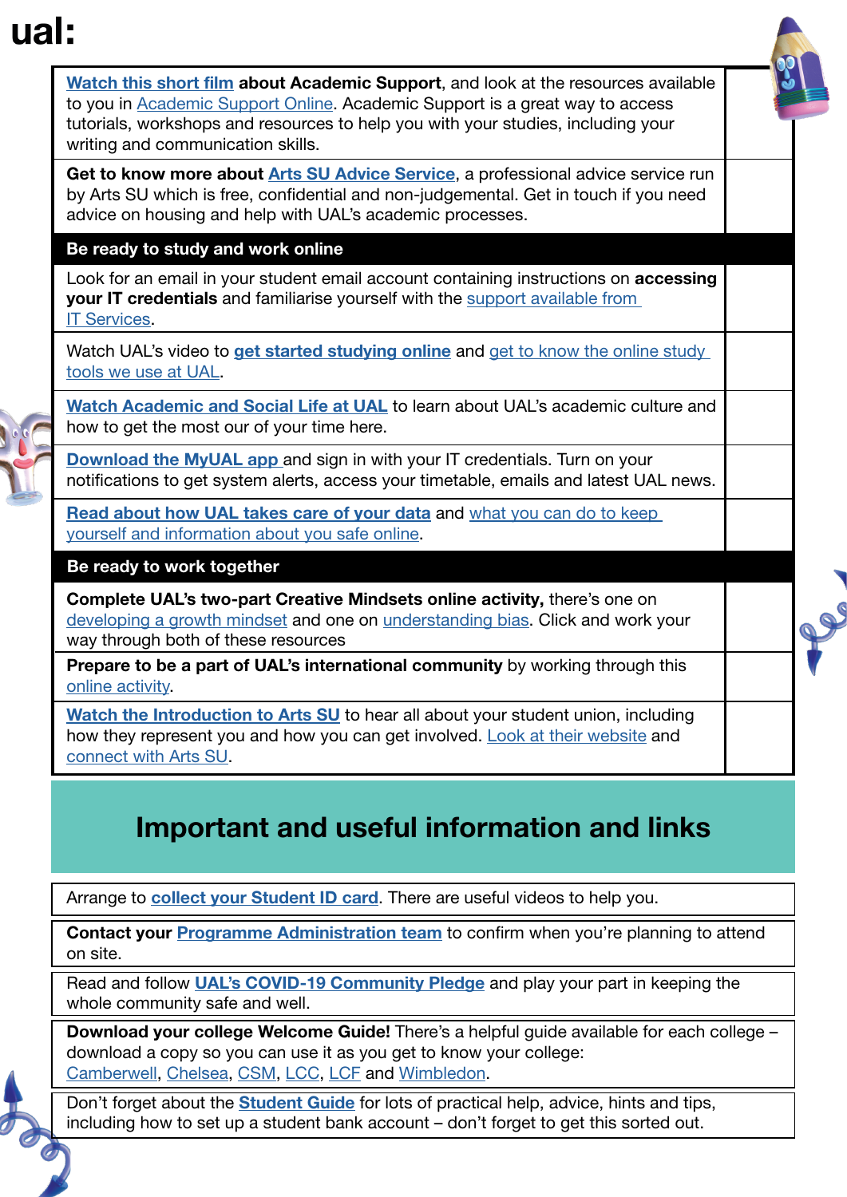ual:

| | |
|---|---|
| **Watch this short film about Academic Support**, and look at the resources available to you in Academic Support Online. Academic Support is a great way to access tutorials, workshops and resources to help you with your studies, including your writing and communication skills. | |
| **Get to know more about Arts SU Advice Service**, a professional advice service run by Arts SU which is free, confidential and non-judgemental. Get in touch if you need advice on housing and help with UAL's academic processes. | |
| **Be ready to study and work online** | |
| Look for an email in your student email account containing instructions on **accessing your IT credentials** and familiarise yourself with the support available from IT Services. | |
| Watch UAL's video to **get started studying online** and get to know the online study tools we use at UAL. | |
| **Watch Academic and Social Life at UAL** to learn about UAL's academic culture and how to get the most our of your time here. | |
| **Download the MyUAL app** and sign in with your IT credentials. Turn on your notifications to get system alerts, access your timetable, emails and latest UAL news. | |
| **Read about how UAL takes care of your data** and what you can do to keep yourself and information about you safe online. | |
| **Be ready to work together** | |
| **Complete UAL's two-part Creative Mindsets online activity,** there's one on developing a growth mindset and one on understanding bias. Click and work your way through both of these resources | |
| **Prepare to be a part of UAL's international community** by working through this online activity. | |
| **Watch the Introduction to Arts SU** to hear all about your student union, including how they represent you and how you can get involved. Look at their website and connect with Arts SU. | |

## Important and useful information and links

Arrange to **collect your Student ID card**. There are useful videos to help you.

**Contact your Programme Administration team** to confirm when you're planning to attend on site.

Read and follow **UAL's COVID-19 Community Pledge** and play your part in keeping the whole community safe and well.

**Download your college Welcome Guide!** There's a helpful guide available for each college – download a copy so you can use it as you get to know your college: Camberwell, Chelsea, CSM, LCC, LCF and Wimbledon.

Don't forget about the **Student Guide** for lots of practical help, advice, hints and tips, including how to set up a student bank account – don't forget to get this sorted out.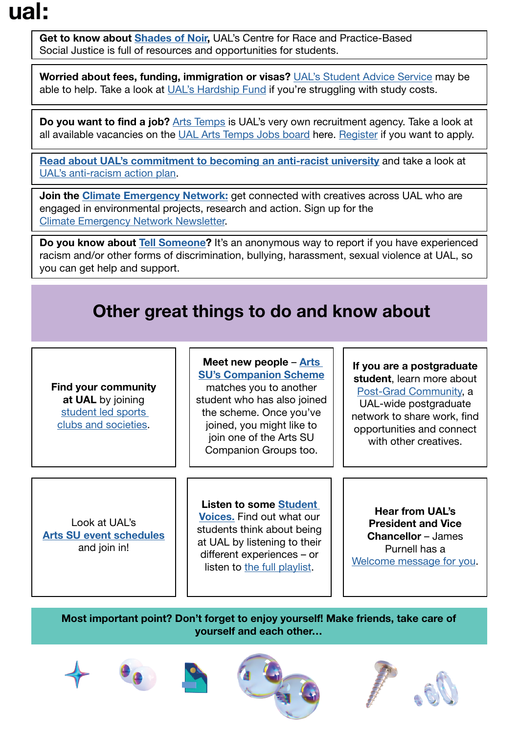**Get to know about Shades of Noir,** UAL's Centre for Race and Practice-Based Social Justice is full of resources and opportunities for students.

**Worried about fees, funding, immigration or visas?** UAL's Student Advice Service may be able to help. Take a look at UAL's Hardship Fund if you're struggling with study costs.

**Do you want to find a job?** Arts Temps is UAL's very own recruitment agency. Take a look at all available vacancies on the UAL Arts Temps Jobs board here. Register if you want to apply.

**Read about UAL's commitment to becoming an anti-racist university** and take a look at UAL's anti-racism action plan.

**Join the Climate Emergency Network:** get connected with creatives across UAL who are engaged in environmental projects, research and action. Sign up for the Climate Emergency Network Newsletter.

**Do you know about Tell Someone?** It's an anonymous way to report if you have experienced racism and/or other forms of discrimination, bullying, harassment, sexual violence at UAL, so you can get help and support.

## Other great things to do and know about

**Find your community at UAL** by joining student led sports clubs and societies.

**Meet new people** – **Arts SU's Companion Scheme** matches you to another student who has also joined the scheme. Once you've joined, you might like to join one of the Arts SU Companion Groups too.

**If you are a postgraduate student**, learn more about Post-Grad Community, a UAL-wide postgraduate network to share work, find opportunities and connect with other creatives.

Look at UAL's **Arts SU event schedules** and join in!

**Listen to some Student Voices.** Find out what our students think about being at UAL by listening to their different experiences – or listen to the full playlist.

**Hear from UAL's President and Vice Chancellor** – James Purnell has a Welcome message for you.

**Most important point? Don't forget to enjoy yourself! Make friends, take care of yourself and each other...**